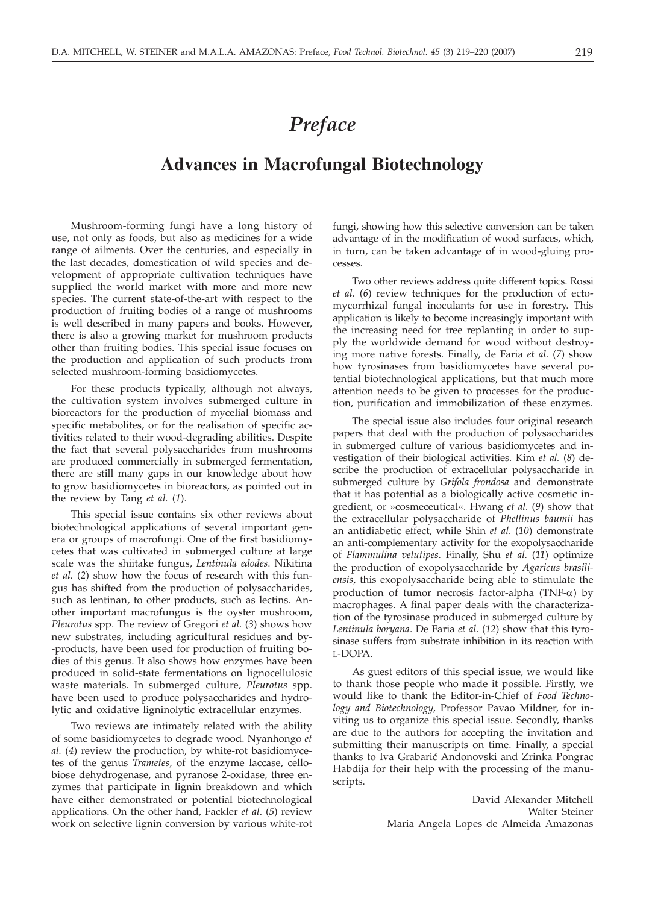# *Preface*

## Advances in Macrofungal Biotechnology

Mushroom-forming fungi have a long history of use, not only as foods, but also as medicines for a wide range of ailments. Over the centuries, and especially in the last decades, domestication of wild species and development of appropriate cultivation techniques have supplied the world market with more and more new species. The current state-of-the-art with respect to the production of fruiting bodies of a range of mushrooms is well described in many papers and books. However, there is also a growing market for mushroom products other than fruiting bodies. This special issue focuses on the production and application of such products from selected mushroom-forming basidiomycetes.

For these products typically, although not always, the cultivation system involves submerged culture in bioreactors for the production of mycelial biomass and specific metabolites, or for the realisation of specific activities related to their wood-degrading abilities. Despite the fact that several polysaccharides from mushrooms are produced commercially in submerged fermentation, there are still many gaps in our knowledge about how to grow basidiomycetes in bioreactors, as pointed out in the review by Tang *et al.* (*1*).

This special issue contains six other reviews about biotechnological applications of several important genera or groups of macrofungi. One of the first basidiomycetes that was cultivated in submerged culture at large scale was the shiitake fungus, *Lentinula edodes.* Nikitina *et al.* (*2*) show how the focus of research with this fungus has shifted from the production of polysaccharides, such as lentinan, to other products, such as lectins. Another important macrofungus is the oyster mushroom, *Pleurotus* spp. The review of Gregori *et al.* (*3*) shows how new substrates, including agricultural residues and by-products, have been used for production of fruiting bodies of this genus. It also shows how enzymes have been produced in solid-state fermentations on lignocellulosic waste materials. In submerged culture, *Pleurotus* spp. have been used to produce polysaccharides and hydrolytic and oxidative ligninolytic extracellular enzymes.

Two reviews are intimately related with the ability of some basidiomycetes to degrade wood. Nyanhongo *et al.* (*4*) review the production, by white-rot basidiomycetes of the genus *Trametes*, of the enzyme laccase, cellobiose dehydrogenase, and pyranose 2-oxidase, three enzymes that participate in lignin breakdown and which have either demonstrated or potential biotechnological applications. On the other hand, Fackler *et al.* (*5*) review work on selective lignin conversion by various white-rot fungi, showing how this selective conversion can be taken advantage of in the modification of wood surfaces, which, in turn, can be taken advantage of in wood-gluing processes.

Two other reviews address quite different topics. Rossi *et al.* (*6*) review techniques for the production of ectomycorrhizal fungal inoculants for use in forestry. This application is likely to become increasingly important with the increasing need for tree replanting in order to supply the worldwide demand for wood without destroying more native forests. Finally, de Faria *et al.* (*7*) show how tyrosinases from basidiomycetes have several potential biotechnological applications, but that much more attention needs to be given to processes for the production, purification and immobilization of these enzymes.

The special issue also includes four original research papers that deal with the production of polysaccharides in submerged culture of various basidiomycetes and investigation of their biological activities. Kim *et al.* (*8*) describe the production of extracellular polysaccharide in submerged culture by *Grifola frondosa* and demonstrate that it has potential as a biologically active cosmetic ingredient, or »cosmeceutical«. Hwang *et al.* (*9*) show that the extracellular polysaccharide of *Phellinus baumii* has an antidiabetic effect, while Shin *et al.* (*10*) demonstrate an anti-complementary activity for the exopolysaccharide of *Flammulina velutipes.* Finally, Shu *et al.* (*11*) optimize the production of exopolysaccharide by *Agaricus brasiliensis*, this exopolysaccharide being able to stimulate the production of tumor necrosis factor-alpha (TNF-$\alpha$) by macrophages. A final paper deals with the characterization of the tyrosinase produced in submerged culture by *Lentinula boryana*. De Faria *et al*. (*12*) show that this tyrosinase suffers from substrate inhibition in its reaction with L-DOPA.

As guest editors of this special issue, we would like to thank those people who made it possible. Firstly, we would like to thank the Editor-in-Chief of *Food Technology and Biotechnology*, Professor Pavao Mildner, for inviting us to organize this special issue. Secondly, thanks are due to the authors for accepting the invitation and submitting their manuscripts on time. Finally, a special thanks to Iva Grabarić Andonovski and Zrinka Pongrac Habdija for their help with the processing of the manuscripts.

David Alexander Mitchell
Walter Steiner
Maria Angela Lopes de Almeida Amazonas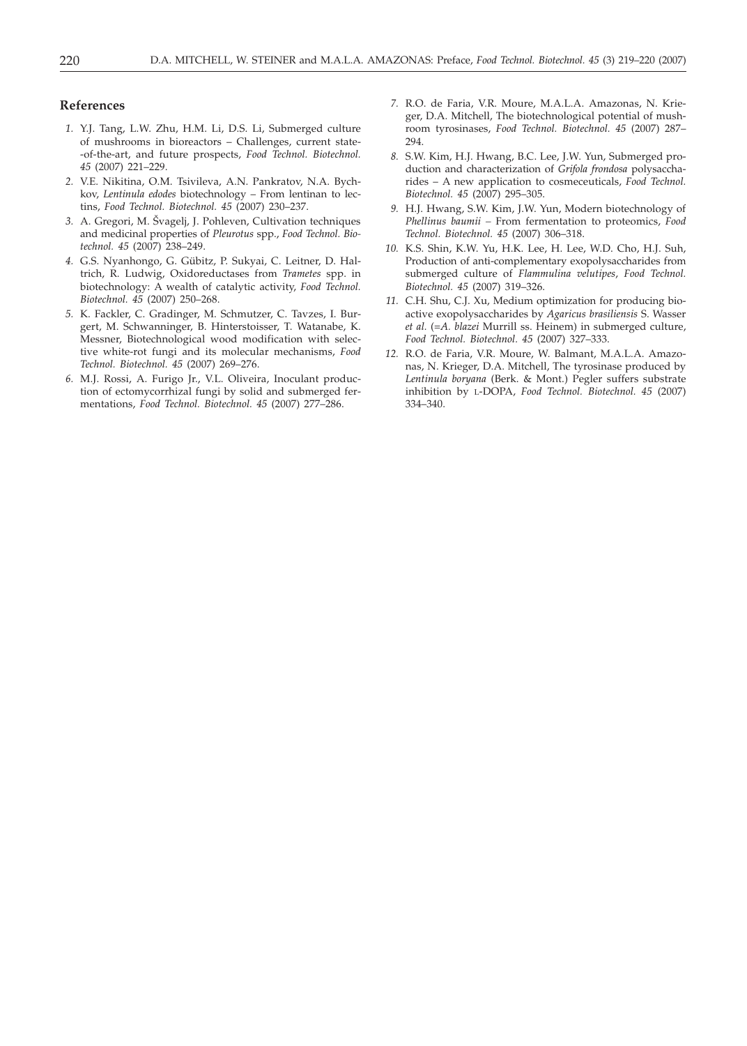## References

1. Y.J. Tang, L.W. Zhu, H.M. Li, D.S. Li, Submerged culture of mushrooms in bioreactors – Challenges, current state-of-the-art, and future prospects, *Food Technol. Biotechnol. 45* (2007) 221–229.
2. V.E. Nikitina, O.M. Tsivileva, A.N. Pankratov, N.A. Bychkov, *Lentinula edodes* biotechnology – From lentinan to lectins, *Food Technol. Biotechnol. 45* (2007) 230–237.
3. A. Gregori, M. Švagelj, J. Pohleven, Cultivation techniques and medicinal properties of *Pleurotus* spp., *Food Technol. Biotechnol. 45* (2007) 238–249.
4. G.S. Nyanhongo, G. Gübitz, P. Sukyai, C. Leitner, D. Haltrich, R. Ludwig, Oxidoreductases from *Trametes* spp. in biotechnology: A wealth of catalytic activity, *Food Technol. Biotechnol. 45* (2007) 250–268.
5. K. Fackler, C. Gradinger, M. Schmutzer, C. Tavzes, I. Burgert, M. Schwanninger, B. Hinterstoisser, T. Watanabe, K. Messner, Biotechnological wood modification with selective white-rot fungi and its molecular mechanisms, *Food Technol. Biotechnol. 45* (2007) 269–276.
6. M.J. Rossi, A. Furigo Jr., V.L. Oliveira, Inoculant production of ectomycorrhizal fungi by solid and submerged fermentations, *Food Technol. Biotechnol. 45* (2007) 277–286.
7. R.O. de Faria, V.R. Moure, M.A.L.A. Amazonas, N. Krieger, D.A. Mitchell, The biotechnological potential of mushroom tyrosinases, *Food Technol. Biotechnol. 45* (2007) 287–294.
8. S.W. Kim, H.J. Hwang, B.C. Lee, J.W. Yun, Submerged production and characterization of *Grifola frondosa* polysaccharides – A new application to cosmeceuticals, *Food Technol. Biotechnol. 45* (2007) 295–305.
9. H.J. Hwang, S.W. Kim, J.W. Yun, Modern biotechnology of *Phellinus baumii* – From fermentation to proteomics, *Food Technol. Biotechnol. 45* (2007) 306–318.
10. K.S. Shin, K.W. Yu, H.K. Lee, H. Lee, W.D. Cho, H.J. Suh, Production of anti-complementary exopolysaccharides from submerged culture of *Flammulina velutipes*, *Food Technol. Biotechnol. 45* (2007) 319–326.
11. C.H. Shu, C.J. Xu, Medium optimization for producing bioactive exopolysaccharides by *Agaricus brasiliensis* S. Wasser *et al.* (=*A. blazei* Murrill ss. Heinem) in submerged culture, *Food Technol. Biotechnol. 45* (2007) 327–333.
12. R.O. de Faria, V.R. Moure, W. Balmant, M.A.L.A. Amazonas, N. Krieger, D.A. Mitchell, The tyrosinase produced by *Lentinula boryana* (Berk. & Mont.) Pegler suffers substrate inhibition by L-DOPA, *Food Technol. Biotechnol. 45* (2007) 334–340.